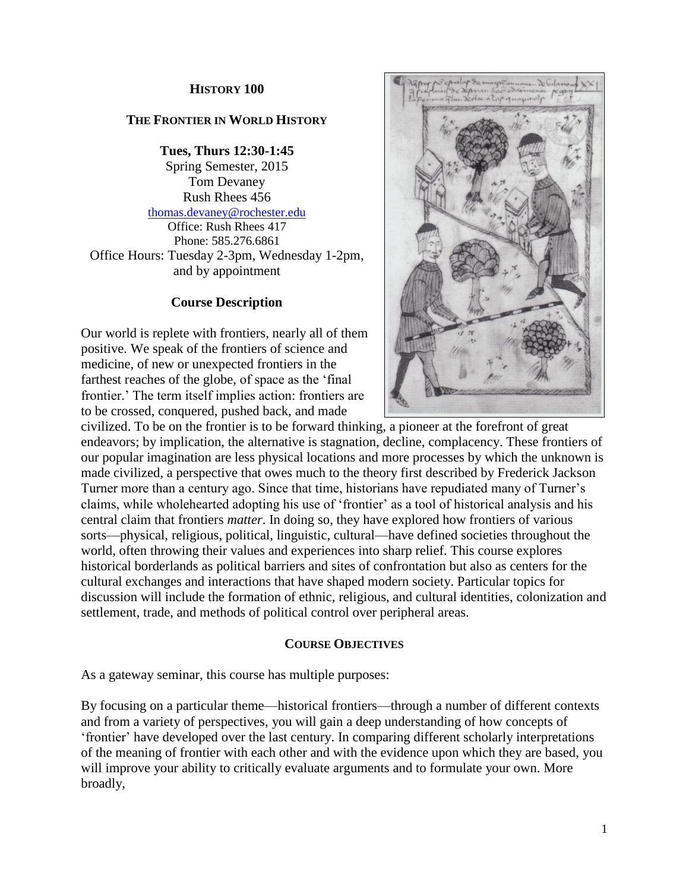**HISTORY 100**

**THE FRONTIER IN WORLD HISTORY**

**Tues, Thurs 12:30-1:45**
Spring Semester, 2015
Tom Devaney
Rush Rhees 456
thomas.devaney@rochester.edu
Office: Rush Rhees 417
Phone: 585.276.6861
Office Hours: Tuesday 2-3pm, Wednesday 1-2pm, and by appointment

## Course Description

Our world is replete with frontiers, nearly all of them positive. We speak of the frontiers of science and medicine, of new or unexpected frontiers in the farthest reaches of the globe, of space as the 'final frontier.' The term itself implies action: frontiers are to be crossed, conquered, pushed back, and made civilized. To be on the frontier is to be forward thinking, a pioneer at the forefront of great endeavors; by implication, the alternative is stagnation, decline, complacency. These frontiers of our popular imagination are less physical locations and more processes by which the unknown is made civilized, a perspective that owes much to the theory first described by Frederick Jackson Turner more than a century ago. Since that time, historians have repudiated many of Turner's claims, while wholehearted adopting his use of 'frontier' as a tool of historical analysis and his central claim that frontiers *matter*. In doing so, they have explored how frontiers of various sorts—physical, religious, political, linguistic, cultural—have defined societies throughout the world, often throwing their values and experiences into sharp relief. This course explores historical borderlands as political barriers and sites of confrontation but also as centers for the cultural exchanges and interactions that have shaped modern society. Particular topics for discussion will include the formation of ethnic, religious, and cultural identities, colonization and settlement, trade, and methods of political control over peripheral areas.

## COURSE OBJECTIVES

As a gateway seminar, this course has multiple purposes:

By focusing on a particular theme—historical frontiers—through a number of different contexts and from a variety of perspectives, you will gain a deep understanding of how concepts of 'frontier' have developed over the last century. In comparing different scholarly interpretations of the meaning of frontier with each other and with the evidence upon which they are based, you will improve your ability to critically evaluate arguments and to formulate your own. More broadly,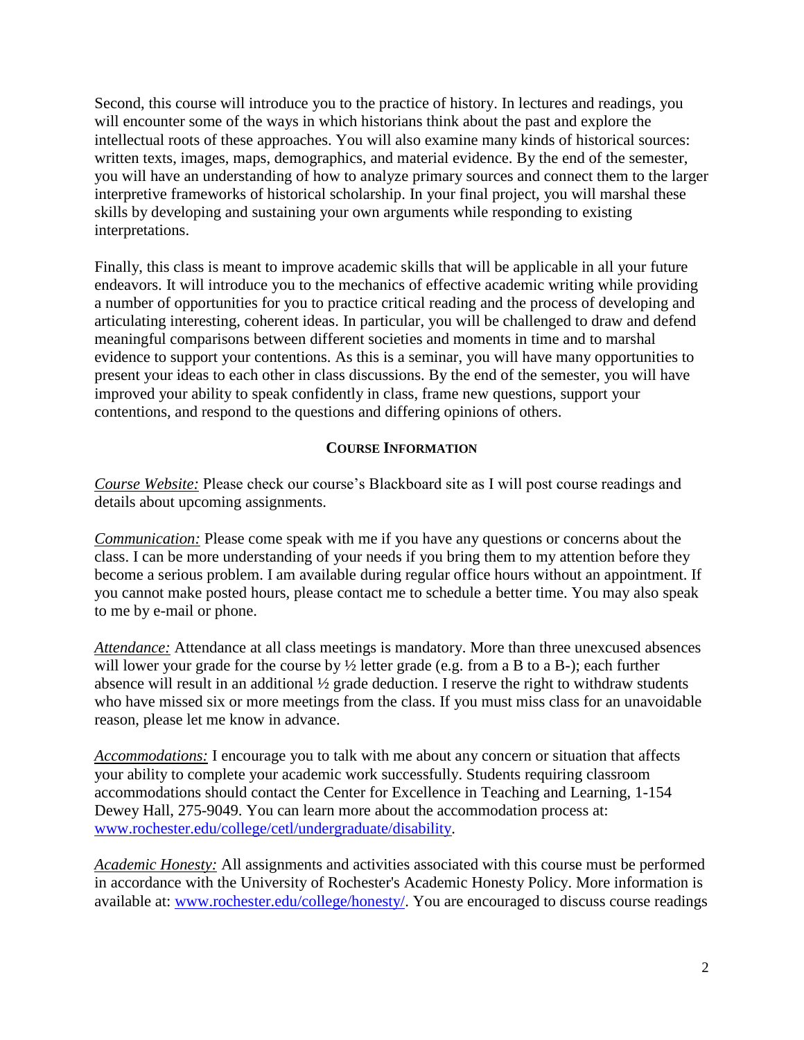Second, this course will introduce you to the practice of history. In lectures and readings, you will encounter some of the ways in which historians think about the past and explore the intellectual roots of these approaches. You will also examine many kinds of historical sources: written texts, images, maps, demographics, and material evidence. By the end of the semester, you will have an understanding of how to analyze primary sources and connect them to the larger interpretive frameworks of historical scholarship. In your final project, you will marshal these skills by developing and sustaining your own arguments while responding to existing interpretations.

Finally, this class is meant to improve academic skills that will be applicable in all your future endeavors. It will introduce you to the mechanics of effective academic writing while providing a number of opportunities for you to practice critical reading and the process of developing and articulating interesting, coherent ideas. In particular, you will be challenged to draw and defend meaningful comparisons between different societies and moments in time and to marshal evidence to support your contentions. As this is a seminar, you will have many opportunities to present your ideas to each other in class discussions. By the end of the semester, you will have improved your ability to speak confidently in class, frame new questions, support your contentions, and respond to the questions and differing opinions of others.

## COURSE INFORMATION

*Course Website:* Please check our course's Blackboard site as I will post course readings and details about upcoming assignments.

*Communication:* Please come speak with me if you have any questions or concerns about the class. I can be more understanding of your needs if you bring them to my attention before they become a serious problem. I am available during regular office hours without an appointment. If you cannot make posted hours, please contact me to schedule a better time. You may also speak to me by e-mail or phone.

*Attendance:* Attendance at all class meetings is mandatory. More than three unexcused absences will lower your grade for the course by ½ letter grade (e.g. from a B to a B-); each further absence will result in an additional ½ grade deduction. I reserve the right to withdraw students who have missed six or more meetings from the class. If you must miss class for an unavoidable reason, please let me know in advance.

*Accommodations:* I encourage you to talk with me about any concern or situation that affects your ability to complete your academic work successfully. Students requiring classroom accommodations should contact the Center for Excellence in Teaching and Learning, 1-154 Dewey Hall, 275-9049. You can learn more about the accommodation process at: www.rochester.edu/college/cetl/undergraduate/disability.

*Academic Honesty:* All assignments and activities associated with this course must be performed in accordance with the University of Rochester's Academic Honesty Policy. More information is available at: www.rochester.edu/college/honesty/. You are encouraged to discuss course readings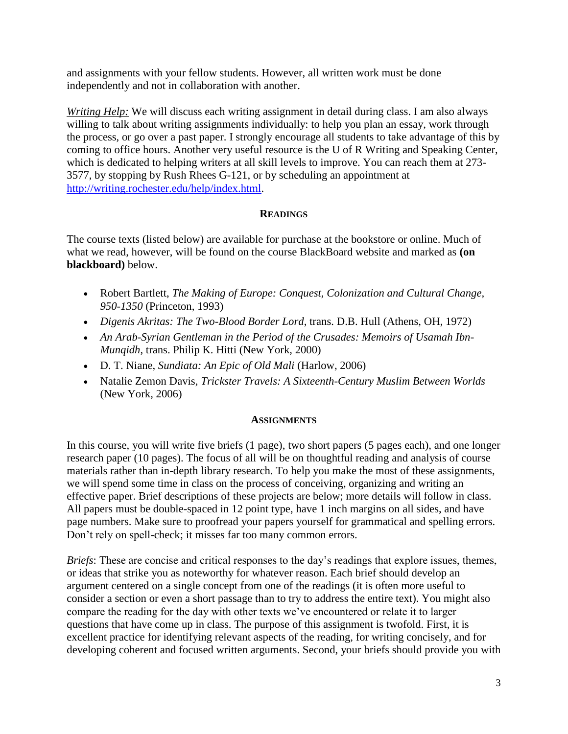and assignments with your fellow students. However, all written work must be done independently and not in collaboration with another.

*Writing Help:* We will discuss each writing assignment in detail during class. I am also always willing to talk about writing assignments individually: to help you plan an essay, work through the process, or go over a past paper. I strongly encourage all students to take advantage of this by coming to office hours. Another very useful resource is the U of R Writing and Speaking Center, which is dedicated to helping writers at all skill levels to improve. You can reach them at 273-3577, by stopping by Rush Rhees G-121, or by scheduling an appointment at [http://writing.rochester.edu/help/index.html](http://writing.rochester.edu/help/index.html).

## READINGS

The course texts (listed below) are available for purchase at the bookstore or online. Much of what we read, however, will be found on the course BlackBoard website and marked as **(on blackboard)** below.

- Robert Bartlett, *The Making of Europe: Conquest, Colonization and Cultural Change, 950-1350* (Princeton, 1993)
- *Digenis Akritas: The Two-Blood Border Lord*, trans. D.B. Hull (Athens, OH, 1972)
- *An Arab-Syrian Gentleman in the Period of the Crusades: Memoirs of Usamah Ibn-Munqidh*, trans. Philip K. Hitti (New York, 2000)
- D. T. Niane, *Sundiata: An Epic of Old Mali* (Harlow, 2006)
- Natalie Zemon Davis, *Trickster Travels: A Sixteenth-Century Muslim Between Worlds* (New York, 2006)

## ASSIGNMENTS

In this course, you will write five briefs (1 page), two short papers (5 pages each), and one longer research paper (10 pages). The focus of all will be on thoughtful reading and analysis of course materials rather than in-depth library research. To help you make the most of these assignments, we will spend some time in class on the process of conceiving, organizing and writing an effective paper. Brief descriptions of these projects are below; more details will follow in class. All papers must be double-spaced in 12 point type, have 1 inch margins on all sides, and have page numbers. Make sure to proofread your papers yourself for grammatical and spelling errors. Don't rely on spell-check; it misses far too many common errors.

*Briefs*: These are concise and critical responses to the day's readings that explore issues, themes, or ideas that strike you as noteworthy for whatever reason. Each brief should develop an argument centered on a single concept from one of the readings (it is often more useful to consider a section or even a short passage than to try to address the entire text). You might also compare the reading for the day with other texts we've encountered or relate it to larger questions that have come up in class. The purpose of this assignment is twofold. First, it is excellent practice for identifying relevant aspects of the reading, for writing concisely, and for developing coherent and focused written arguments. Second, your briefs should provide you with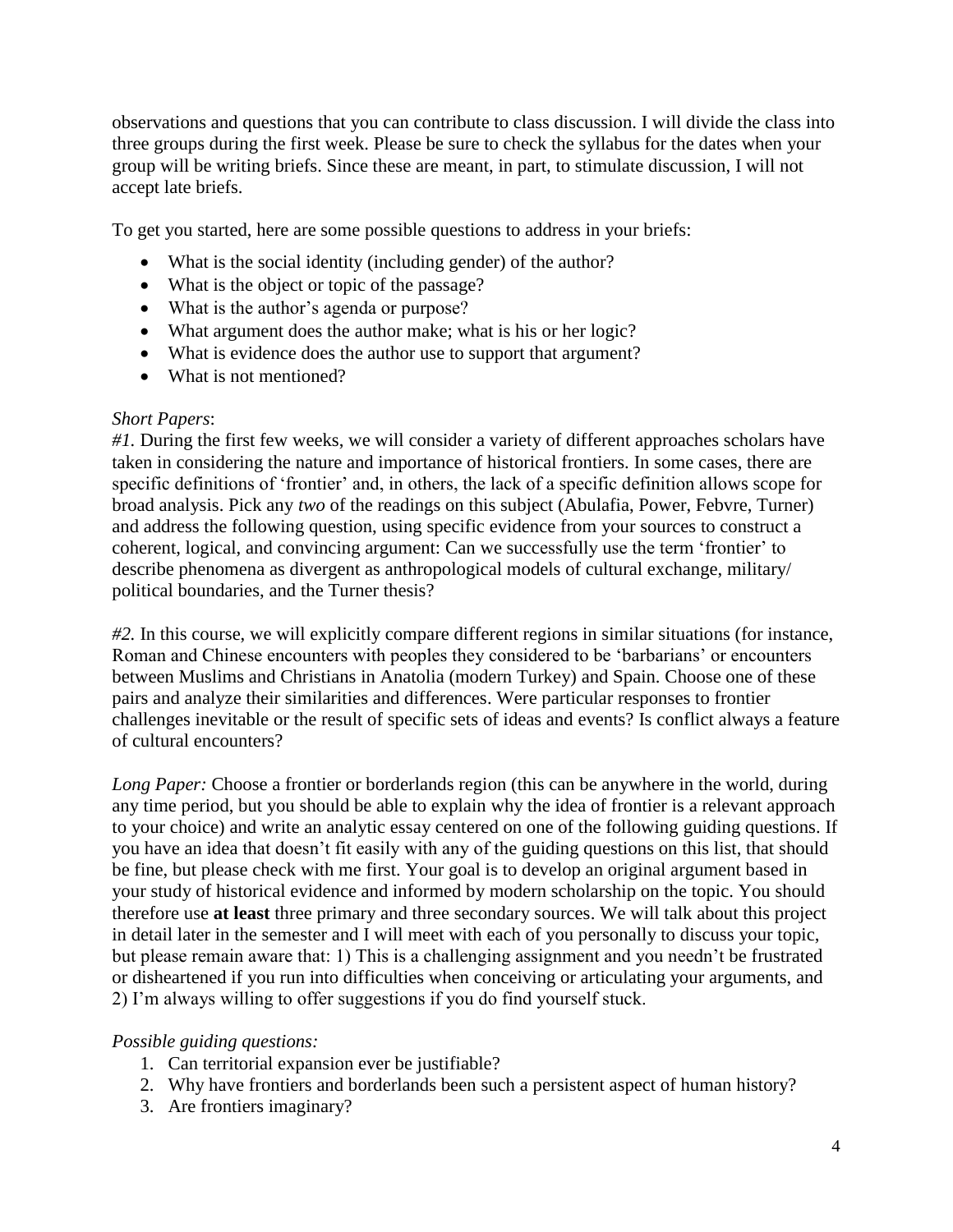observations and questions that you can contribute to class discussion. I will divide the class into three groups during the first week. Please be sure to check the syllabus for the dates when your group will be writing briefs. Since these are meant, in part, to stimulate discussion, I will not accept late briefs.

To get you started, here are some possible questions to address in your briefs:

- What is the social identity (including gender) of the author?
- What is the object or topic of the passage?
- What is the author's agenda or purpose?
- What argument does the author make; what is his or her logic?
- What is evidence does the author use to support that argument?
- What is not mentioned?

*Short Papers*:
*#1.* During the first few weeks, we will consider a variety of different approaches scholars have taken in considering the nature and importance of historical frontiers. In some cases, there are specific definitions of 'frontier' and, in others, the lack of a specific definition allows scope for broad analysis. Pick any *two* of the readings on this subject (Abulafia, Power, Febvre, Turner) and address the following question, using specific evidence from your sources to construct a coherent, logical, and convincing argument: Can we successfully use the term 'frontier' to describe phenomena as divergent as anthropological models of cultural exchange, military/ political boundaries, and the Turner thesis?

*#2.* In this course, we will explicitly compare different regions in similar situations (for instance, Roman and Chinese encounters with peoples they considered to be 'barbarians' or encounters between Muslims and Christians in Anatolia (modern Turkey) and Spain. Choose one of these pairs and analyze their similarities and differences. Were particular responses to frontier challenges inevitable or the result of specific sets of ideas and events? Is conflict always a feature of cultural encounters?

*Long Paper:* Choose a frontier or borderlands region (this can be anywhere in the world, during any time period, but you should be able to explain why the idea of frontier is a relevant approach to your choice) and write an analytic essay centered on one of the following guiding questions. If you have an idea that doesn't fit easily with any of the guiding questions on this list, that should be fine, but please check with me first. Your goal is to develop an original argument based in your study of historical evidence and informed by modern scholarship on the topic. You should therefore use **at least** three primary and three secondary sources. We will talk about this project in detail later in the semester and I will meet with each of you personally to discuss your topic, but please remain aware that: 1) This is a challenging assignment and you needn't be frustrated or disheartened if you run into difficulties when conceiving or articulating your arguments, and 2) I'm always willing to offer suggestions if you do find yourself stuck.

*Possible guiding questions:*

1. Can territorial expansion ever be justifiable?
2. Why have frontiers and borderlands been such a persistent aspect of human history?
3. Are frontiers imaginary?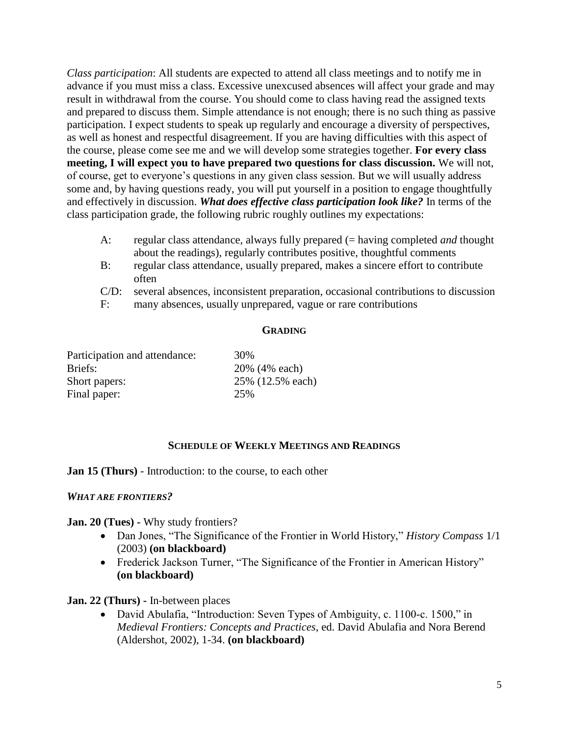*Class participation*: All students are expected to attend all class meetings and to notify me in advance if you must miss a class. Excessive unexcused absences will affect your grade and may result in withdrawal from the course. You should come to class having read the assigned texts and prepared to discuss them. Simple attendance is not enough; there is no such thing as passive participation. I expect students to speak up regularly and encourage a diversity of perspectives, as well as honest and respectful disagreement. If you are having difficulties with this aspect of the course, please come see me and we will develop some strategies together. **For every class meeting, I will expect you to have prepared two questions for class discussion.** We will not, of course, get to everyone's questions in any given class session. But we will usually address some and, by having questions ready, you will put yourself in a position to engage thoughtfully and effectively in discussion. ***What does effective class participation look like?*** In terms of the class participation grade, the following rubric roughly outlines my expectations:

- A: regular class attendance, always fully prepared (= having completed *and* thought about the readings), regularly contributes positive, thoughtful comments
- B: regular class attendance, usually prepared, makes a sincere effort to contribute often
- C/D: several absences, inconsistent preparation, occasional contributions to discussion
- F: many absences, usually unprepared, vague or rare contributions

## GRADING

| | |
|---|---|
| Participation and attendance: | 30% |
| Briefs: | 20% (4% each) |
| Short papers: | 25% (12.5% each) |
| Final paper: | 25% |

## SCHEDULE OF WEEKLY MEETINGS AND READINGS

**Jan 15 (Thurs)** - Introduction: to the course, to each other

### *WHAT ARE FRONTIERS?*

**Jan. 20 (Tues)** - Why study frontiers?

- Dan Jones, "The Significance of the Frontier in World History," *History Compass* 1/1 (2003) **(on blackboard)**
- Frederick Jackson Turner, "The Significance of the Frontier in American History" **(on blackboard)**

**Jan. 22 (Thurs)** - In-between places

- David Abulafia, "Introduction: Seven Types of Ambiguity, c. 1100-c. 1500," in *Medieval Frontiers: Concepts and Practices*, ed. David Abulafia and Nora Berend (Aldershot, 2002), 1-34. **(on blackboard)**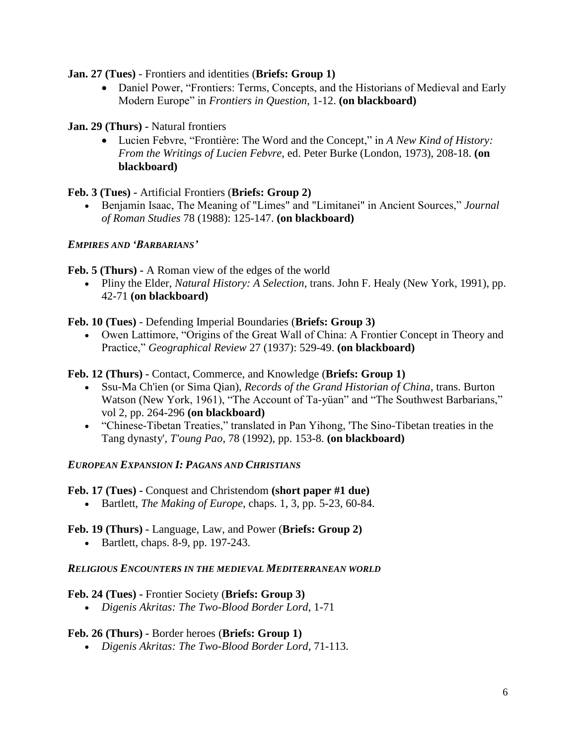**Jan. 27 (Tues)** - Frontiers and identities (**Briefs: Group 1)**

- Daniel Power, "Frontiers: Terms, Concepts, and the Historians of Medieval and Early Modern Europe" in *Frontiers in Question*, 1-12. **(on blackboard)**

**Jan. 29 (Thurs)** - Natural frontiers

- Lucien Febvre, "Frontière: The Word and the Concept," in *A New Kind of History: From the Writings of Lucien Febvre*, ed. Peter Burke (London, 1973), 208-18. **(on blackboard)**

**Feb. 3 (Tues)** - Artificial Frontiers (**Briefs: Group 2)**

- Benjamin Isaac, The Meaning of "Limes" and "Limitanei" in Ancient Sources," *Journal of Roman Studies* 78 (1988): 125-147. **(on blackboard)**

***EMPIRES AND 'BARBARIANS'***

**Feb. 5 (Thurs)** - A Roman view of the edges of the world

- Pliny the Elder, *Natural History: A Selection*, trans. John F. Healy (New York, 1991), pp. 42-71 **(on blackboard)**

**Feb. 10 (Tues)** - Defending Imperial Boundaries (**Briefs: Group 3)**

- Owen Lattimore, "Origins of the Great Wall of China: A Frontier Concept in Theory and Practice," *Geographical Review* 27 (1937): 529-49. **(on blackboard)**

**Feb. 12 (Thurs)** - Contact, Commerce, and Knowledge (**Briefs: Group 1)**

- Ssu-Ma Ch'ien (or Sima Qian), *Records of the Grand Historian of China*, trans. Burton Watson (New York, 1961), "The Account of Ta-yüan" and "The Southwest Barbarians," vol 2, pp. 264-296 **(on blackboard)**
- "Chinese-Tibetan Treaties," translated in Pan Yihong, 'The Sino-Tibetan treaties in the Tang dynasty', *T'oung Pao*, 78 (1992), pp. 153-8. **(on blackboard)**

***EUROPEAN EXPANSION I: PAGANS AND CHRISTIANS***

**Feb. 17 (Tues)** - Conquest and Christendom **(short paper #1 due)**

- Bartlett, *The Making of Europe*, chaps. 1, 3, pp. 5-23, 60-84.

**Feb. 19 (Thurs)** - Language, Law, and Power (**Briefs: Group 2)**

- Bartlett, chaps. 8-9, pp. 197-243.

***RELIGIOUS ENCOUNTERS IN THE MEDIEVAL MEDITERRANEAN WORLD***

**Feb. 24 (Tues)** - Frontier Society (**Briefs: Group 3)**

- *Digenis Akritas: The Two-Blood Border Lord*, 1-71

**Feb. 26 (Thurs)** - Border heroes (**Briefs: Group 1)**

- *Digenis Akritas: The Two-Blood Border Lord*, 71-113.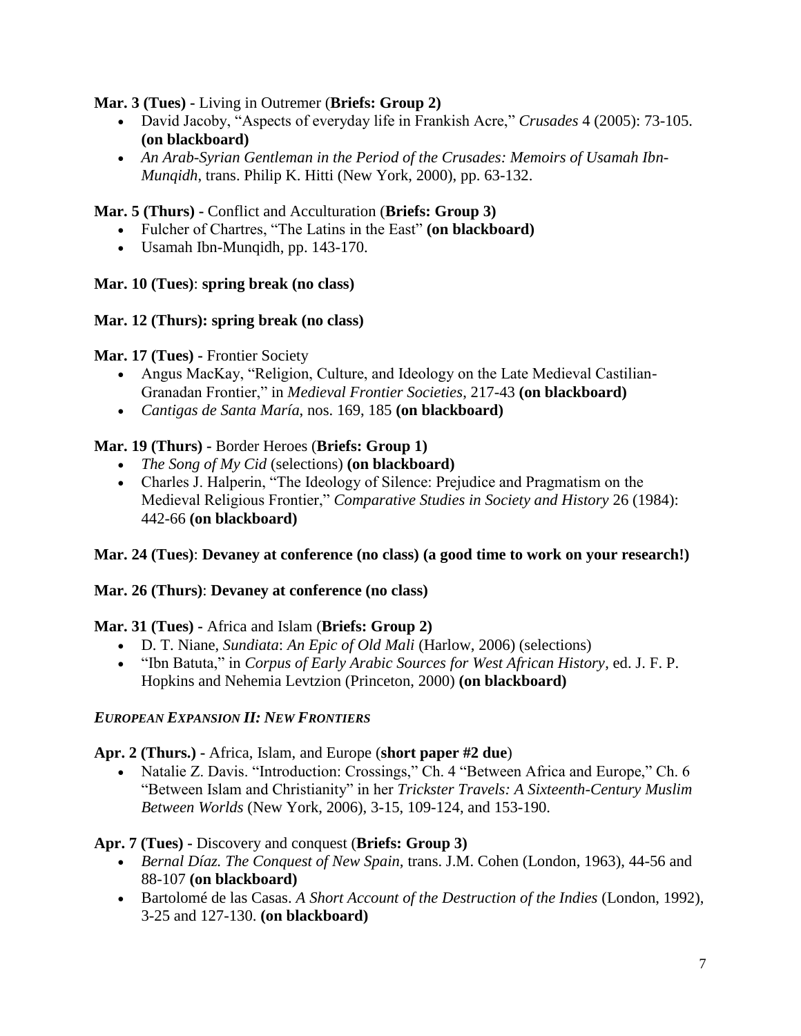**Mar. 3 (Tues) -** Living in Outremer (**Briefs: Group 2)**

- David Jacoby, "Aspects of everyday life in Frankish Acre," *Crusades* 4 (2005): 73-105. **(on blackboard)**
- *An Arab-Syrian Gentleman in the Period of the Crusades: Memoirs of Usamah Ibn-Munqidh*, trans. Philip K. Hitti (New York, 2000), pp. 63-132.

**Mar. 5 (Thurs) -** Conflict and Acculturation (**Briefs: Group 3)**

- Fulcher of Chartres, "The Latins in the East" **(on blackboard)**
- Usamah Ibn-Munqidh, pp. 143-170.

**Mar. 10 (Tues)**: **spring break (no class)**

**Mar. 12 (Thurs): spring break (no class)**

**Mar. 17 (Tues) -** Frontier Society

- Angus MacKay, "Religion, Culture, and Ideology on the Late Medieval Castilian-Granadan Frontier," in *Medieval Frontier Societies*, 217-43 **(on blackboard)**
- *Cantigas de Santa María,* nos. 169, 185 **(on blackboard)**

**Mar. 19 (Thurs) -** Border Heroes (**Briefs: Group 1)**

- *The Song of My Cid* (selections) **(on blackboard)**
- Charles J. Halperin, "The Ideology of Silence: Prejudice and Pragmatism on the Medieval Religious Frontier," *Comparative Studies in Society and History* 26 (1984): 442-66 **(on blackboard)**

**Mar. 24 (Tues)**: **Devaney at conference (no class) (a good time to work on your research!)**

**Mar. 26 (Thurs)**: **Devaney at conference (no class)**

**Mar. 31 (Tues) -** Africa and Islam (**Briefs: Group 2)**

- D. T. Niane, *Sundiata*: *An Epic of Old Mali* (Harlow, 2006) (selections)
- "Ibn Batuta," in *Corpus of Early Arabic Sources for West African History*, ed. J. F. P. Hopkins and Nehemia Levtzion (Princeton, 2000) **(on blackboard)**

***EUROPEAN EXPANSION II: NEW FRONTIERS***

**Apr. 2 (Thurs.) -** Africa, Islam, and Europe (**short paper #2 due**)

- Natalie Z. Davis. "Introduction: Crossings," Ch. 4 "Between Africa and Europe," Ch. 6 "Between Islam and Christianity" in her *Trickster Travels: A Sixteenth-Century Muslim Between Worlds* (New York, 2006), 3-15, 109-124, and 153-190.

**Apr. 7 (Tues) -** Discovery and conquest (**Briefs: Group 3)**

- *Bernal Díaz. The Conquest of New Spain,* trans. J.M. Cohen (London, 1963), 44-56 and 88-107 **(on blackboard)**
- Bartolomé de las Casas. *A Short Account of the Destruction of the Indies* (London, 1992), 3-25 and 127-130. **(on blackboard)**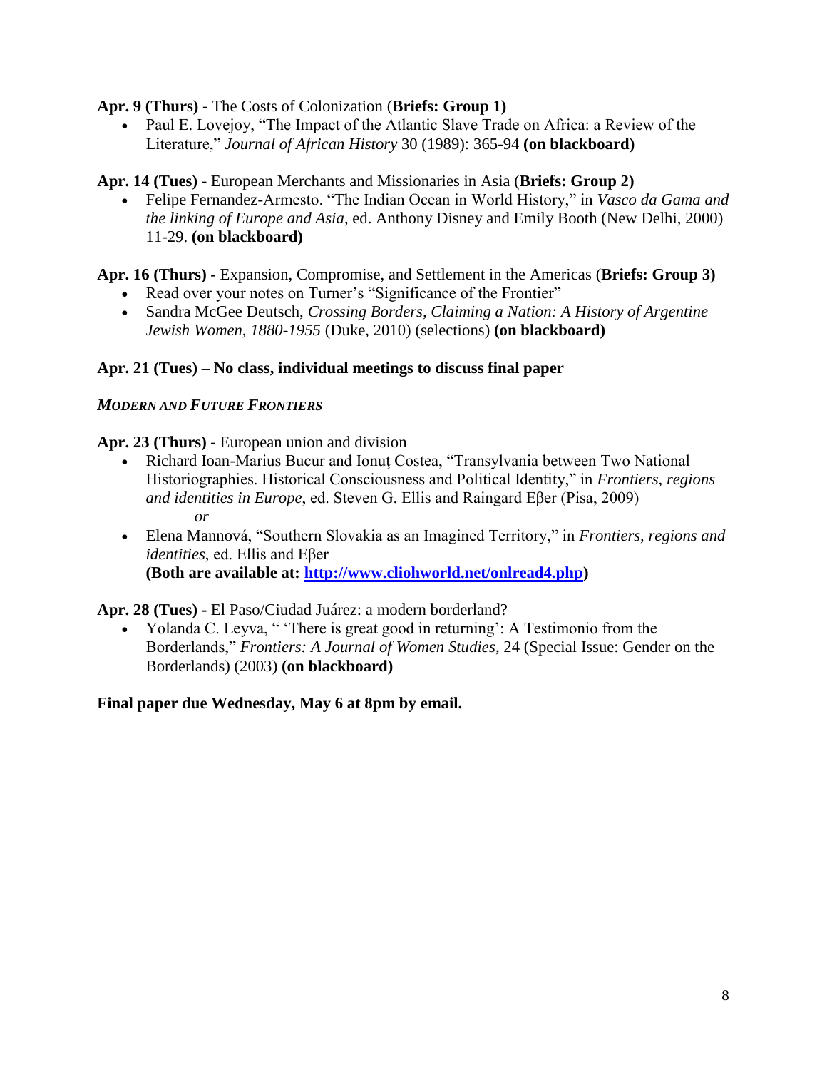**Apr. 9 (Thurs) -** The Costs of Colonization (**Briefs: Group 1)**

- Paul E. Lovejoy, "The Impact of the Atlantic Slave Trade on Africa: a Review of the Literature," *Journal of African History* 30 (1989): 365-94 **(on blackboard)**

**Apr. 14 (Tues) -** European Merchants and Missionaries in Asia (**Briefs: Group 2)**

- Felipe Fernandez-Armesto. "The Indian Ocean in World History," in *Vasco da Gama and the linking of Europe and Asia*, ed. Anthony Disney and Emily Booth (New Delhi, 2000) 11-29. **(on blackboard)**

**Apr. 16 (Thurs) -** Expansion, Compromise, and Settlement in the Americas (**Briefs: Group 3)**

- Read over your notes on Turner's "Significance of the Frontier"
- Sandra McGee Deutsch, *Crossing Borders, Claiming a Nation: A History of Argentine Jewish Women, 1880-1955* (Duke, 2010) (selections) **(on blackboard)**

**Apr. 21 (Tues) – No class, individual meetings to discuss final paper**

***MODERN AND FUTURE FRONTIERS***

**Apr. 23 (Thurs) -** European union and division

- Richard Ioan-Marius Bucur and Ionuţ Costea, "Transylvania between Two National Historiographies. Historical Consciousness and Political Identity," in *Frontiers, regions and identities in Europe*, ed. Steven G. Ellis and Raingard Eβer (Pisa, 2009)

  *or*
- Elena Mannová, "Southern Slovakia as an Imagined Territory," in *Frontiers, regions and identities*, ed. Ellis and Eβer
  **(Both are available at: http://www.cliohworld.net/onlread4.php)**

**Apr. 28 (Tues) -** El Paso/Ciudad Juárez: a modern borderland?

- Yolanda C. Leyva, " 'There is great good in returning': A Testimonio from the Borderlands," *Frontiers: A Journal of Women Studies*, 24 (Special Issue: Gender on the Borderlands) (2003) **(on blackboard)**

**Final paper due Wednesday, May 6 at 8pm by email.**